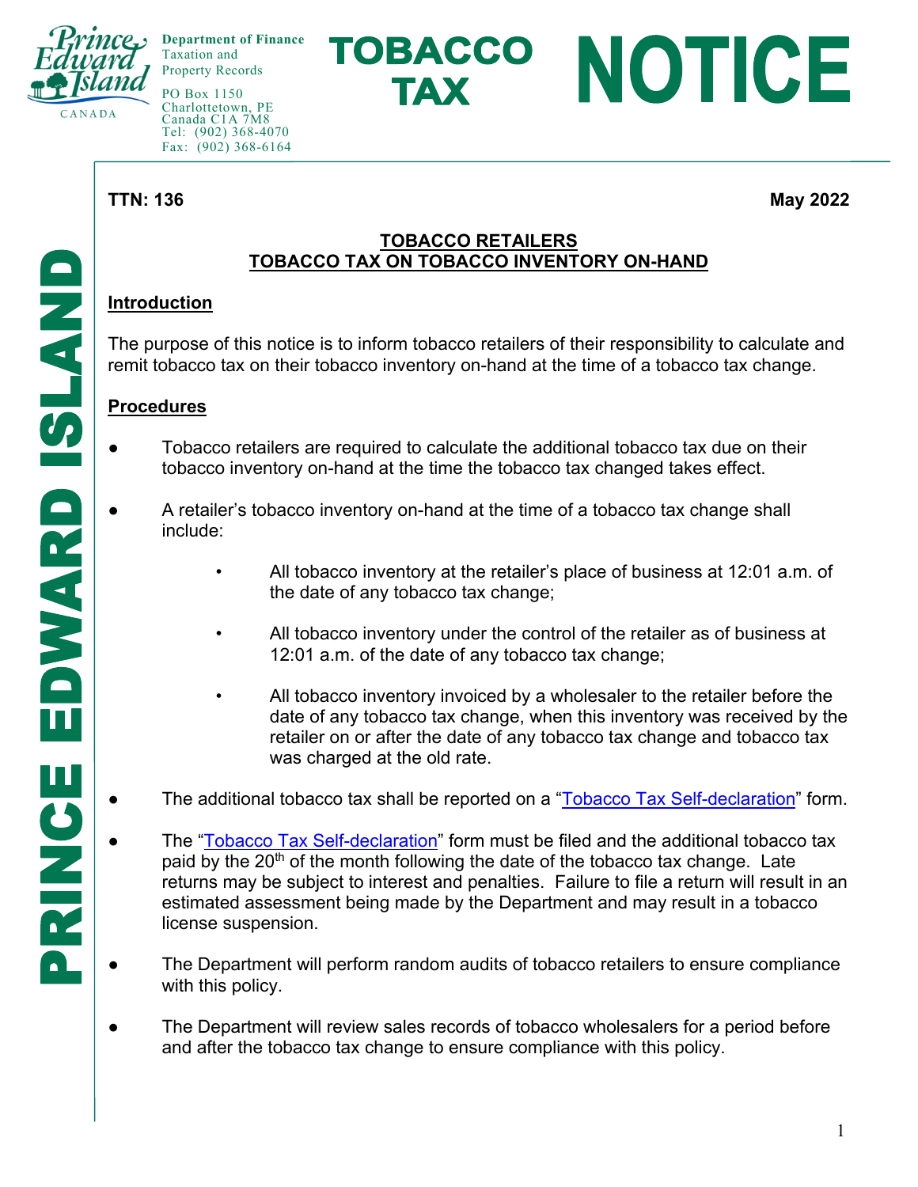Department of Finance
Taxation and Property Records
PO Box 1150
Charlottetown, PE
Canada C1A 7M8
Tel: (902) 368-4070
Fax: (902) 368-6164

# TOBACCO TAX NOTICE

**TTN: 136** **May 2022**

## TOBACCO RETAILERS
## TOBACCO TAX ON TOBACCO INVENTORY ON-HAND

### Introduction

The purpose of this notice is to inform tobacco retailers of their responsibility to calculate and remit tobacco tax on their tobacco inventory on-hand at the time of a tobacco tax change.

### Procedures

- Tobacco retailers are required to calculate the additional tobacco tax due on their tobacco inventory on-hand at the time the tobacco tax changed takes effect.
- A retailer's tobacco inventory on-hand at the time of a tobacco tax change shall include:
  - All tobacco inventory at the retailer's place of business at 12:01 a.m. of the date of any tobacco tax change;
  - All tobacco inventory under the control of the retailer as of business at 12:01 a.m. of the date of any tobacco tax change;
  - All tobacco inventory invoiced by a wholesaler to the retailer before the date of any tobacco tax change, when this inventory was received by the retailer on or after the date of any tobacco tax change and tobacco tax was charged at the old rate.
- The additional tobacco tax shall be reported on a "Tobacco Tax Self-declaration" form.
- The "Tobacco Tax Self-declaration" form must be filed and the additional tobacco tax paid by the 20th of the month following the date of the tobacco tax change. Late returns may be subject to interest and penalties. Failure to file a return will result in an estimated assessment being made by the Department and may result in a tobacco license suspension.
- The Department will perform random audits of tobacco retailers to ensure compliance with this policy.
- The Department will review sales records of tobacco wholesalers for a period before and after the tobacco tax change to ensure compliance with this policy.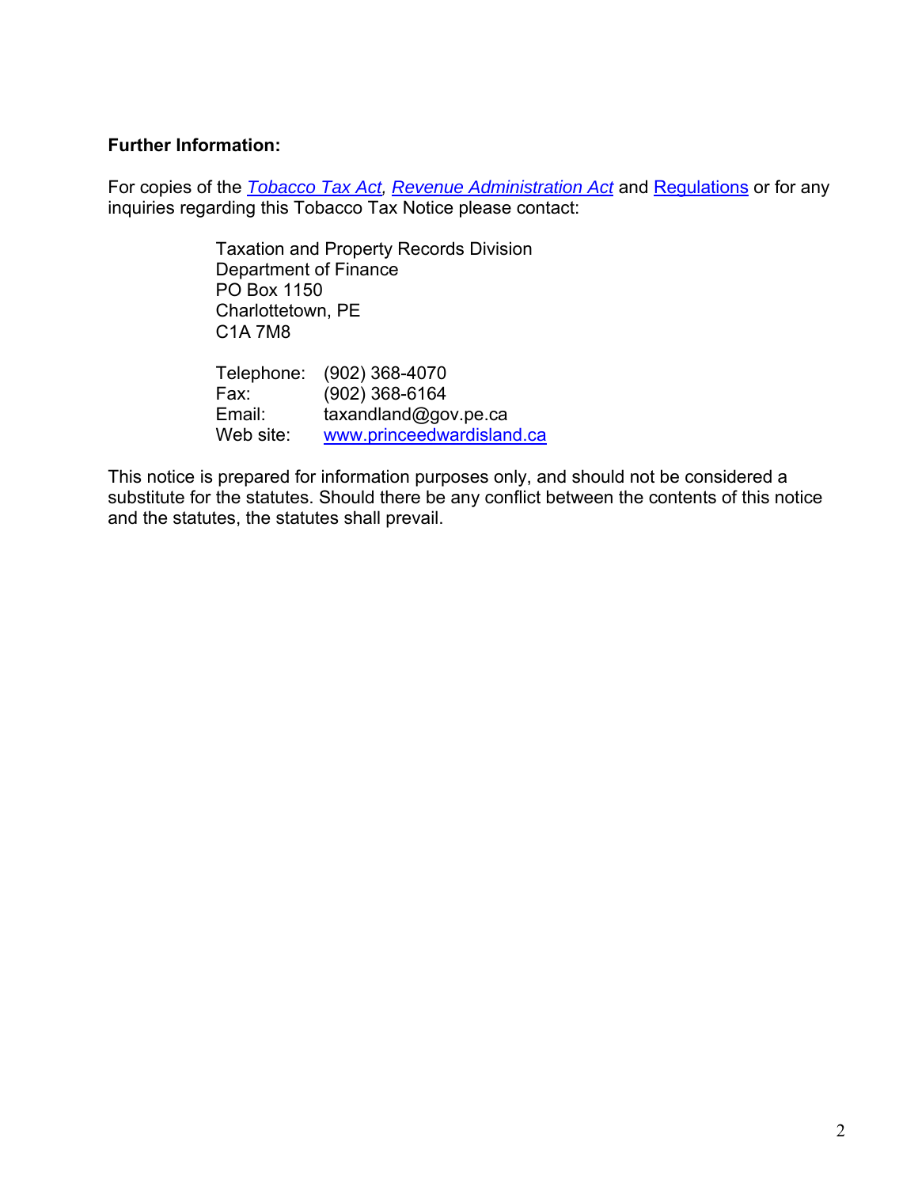**Further Information:**

For copies of the *Tobacco Tax Act*, *Revenue Administration Act* and Regulations or for any inquiries regarding this Tobacco Tax Notice please contact:

Taxation and Property Records Division
Department of Finance
PO Box 1150
Charlottetown, PE
C1A 7M8

| | |
|---|---|
| Telephone: | (902) 368-4070 |
| Fax: | (902) 368-6164 |
| Email: | taxandland@gov.pe.ca |
| Web site: | www.princeedwardisland.ca |

This notice is prepared for information purposes only, and should not be considered a substitute for the statutes. Should there be any conflict between the contents of this notice and the statutes, the statutes shall prevail.